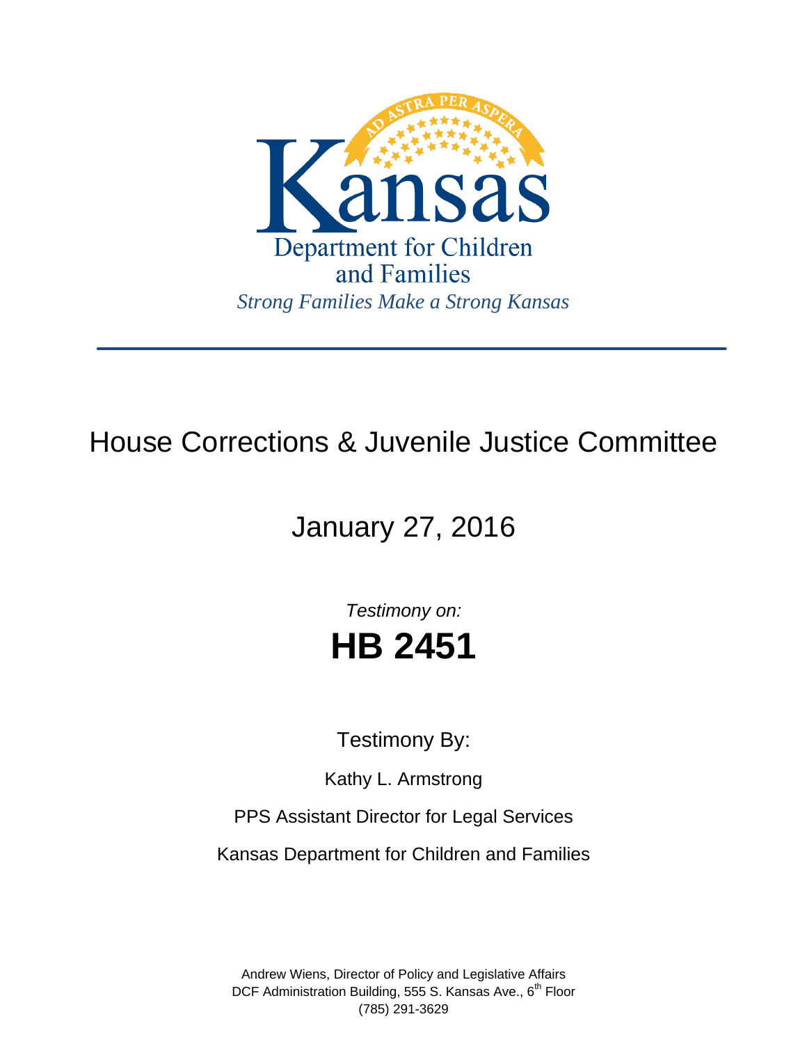Kansas

Department for Children and Families

*Strong Families Make a Strong Kansas*

---

# House Corrections & Juvenile Justice Committee

## January 27, 2016

*Testimony on:*

# **HB 2451**

Testimony By:

Kathy L. Armstrong

PPS Assistant Director for Legal Services

Kansas Department for Children and Families

Andrew Wiens, Director of Policy and Legislative Affairs
DCF Administration Building, 555 S. Kansas Ave., 6th Floor
(785) 291-3629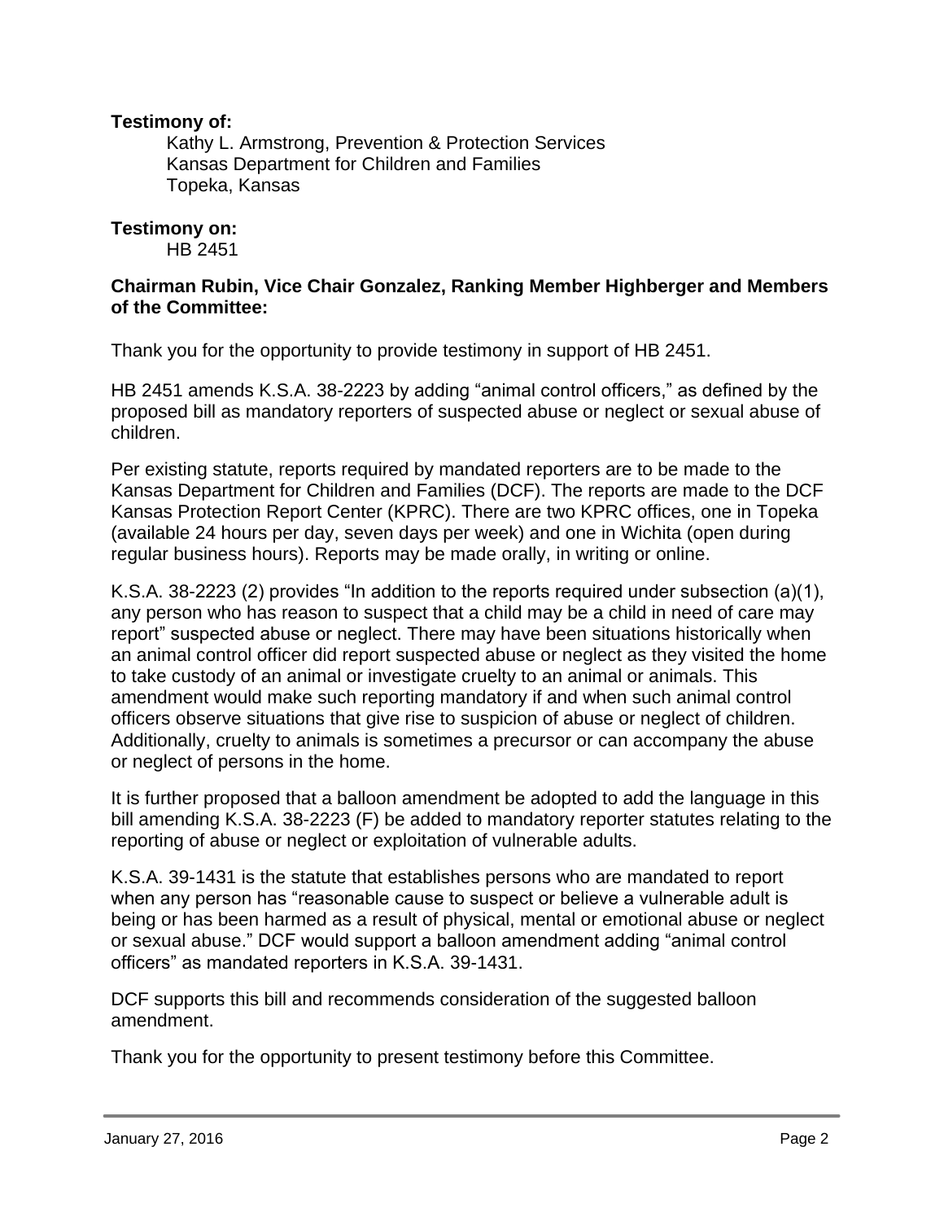**Testimony of:**

Kathy L. Armstrong, Prevention & Protection Services
Kansas Department for Children and Families
Topeka, Kansas

**Testimony on:**

HB 2451

**Chairman Rubin, Vice Chair Gonzalez, Ranking Member Highberger and Members of the Committee:**

Thank you for the opportunity to provide testimony in support of HB 2451.

HB 2451 amends K.S.A. 38-2223 by adding "animal control officers," as defined by the proposed bill as mandatory reporters of suspected abuse or neglect or sexual abuse of children.

Per existing statute, reports required by mandated reporters are to be made to the Kansas Department for Children and Families (DCF). The reports are made to the DCF Kansas Protection Report Center (KPRC). There are two KPRC offices, one in Topeka (available 24 hours per day, seven days per week) and one in Wichita (open during regular business hours). Reports may be made orally, in writing or online.

K.S.A. 38-2223 (2) provides "In addition to the reports required under subsection (a)(1), any person who has reason to suspect that a child may be a child in need of care may report" suspected abuse or neglect. There may have been situations historically when an animal control officer did report suspected abuse or neglect as they visited the home to take custody of an animal or investigate cruelty to an animal or animals. This amendment would make such reporting mandatory if and when such animal control officers observe situations that give rise to suspicion of abuse or neglect of children. Additionally, cruelty to animals is sometimes a precursor or can accompany the abuse or neglect of persons in the home.

It is further proposed that a balloon amendment be adopted to add the language in this bill amending K.S.A. 38-2223 (F) be added to mandatory reporter statutes relating to the reporting of abuse or neglect or exploitation of vulnerable adults.

K.S.A. 39-1431 is the statute that establishes persons who are mandated to report when any person has "reasonable cause to suspect or believe a vulnerable adult is being or has been harmed as a result of physical, mental or emotional abuse or neglect or sexual abuse." DCF would support a balloon amendment adding "animal control officers" as mandated reporters in K.S.A. 39-1431.

DCF supports this bill and recommends consideration of the suggested balloon amendment.

Thank you for the opportunity to present testimony before this Committee.

January 27, 2016